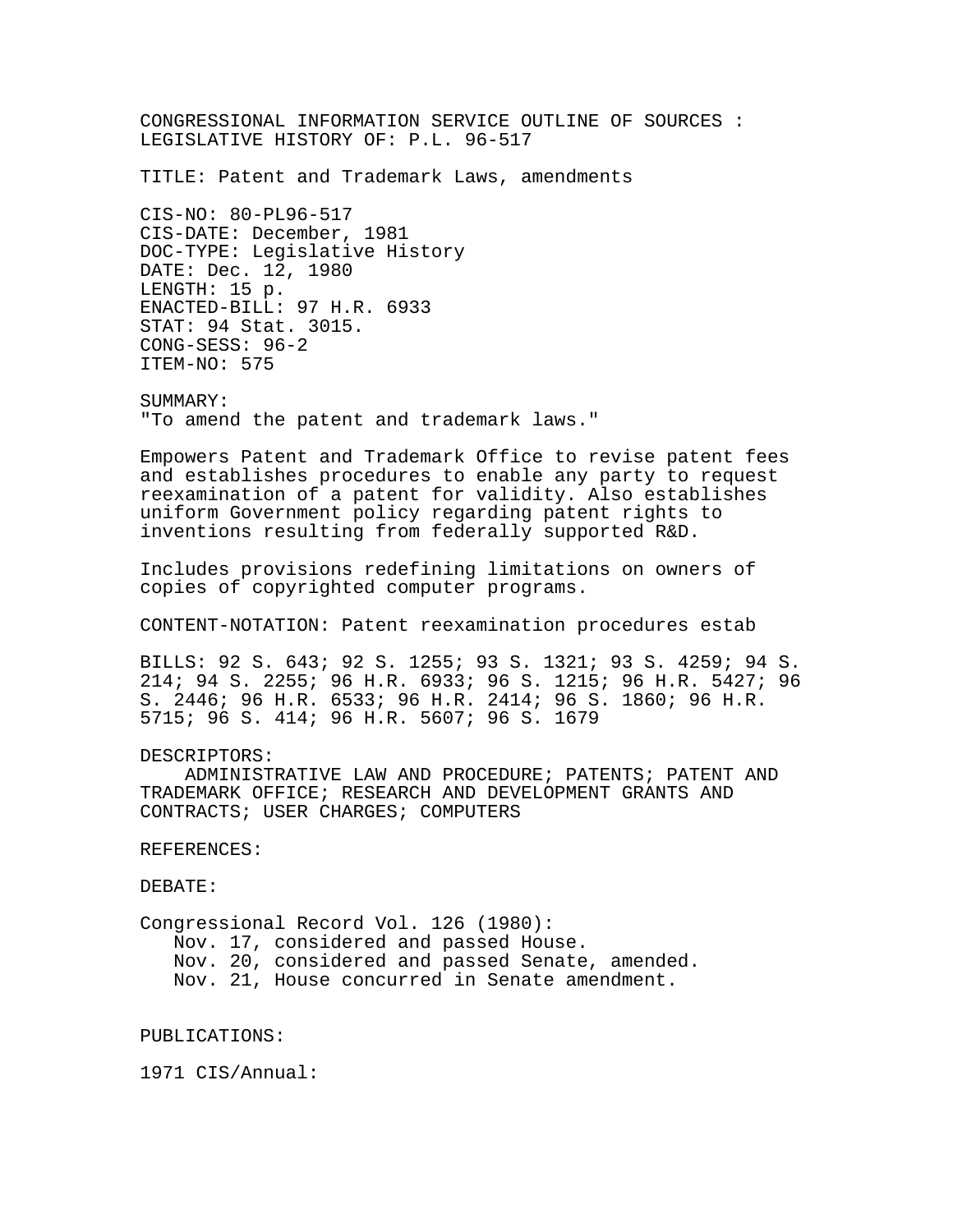CONGRESSIONAL INFORMATION SERVICE OUTLINE OF SOURCES : LEGISLATIVE HISTORY OF: P.L. 96-517

TITLE: Patent and Trademark Laws, amendments

CIS-NO: 80-PL96-517
CIS-DATE: December, 1981
DOC-TYPE: Legislative History
DATE: Dec. 12, 1980
LENGTH: 15 p.
ENACTED-BILL: 97 H.R. 6933
STAT: 94 Stat. 3015.
CONG-SESS: 96-2
ITEM-NO: 575

SUMMARY:
"To amend the patent and trademark laws."

Empowers Patent and Trademark Office to revise patent fees and establishes procedures to enable any party to request reexamination of a patent for validity. Also establishes uniform Government policy regarding patent rights to inventions resulting from federally supported R&D.

Includes provisions redefining limitations on owners of copies of copyrighted computer programs.

CONTENT-NOTATION: Patent reexamination procedures estab

BILLS: 92 S. 643; 92 S. 1255; 93 S. 1321; 93 S. 4259; 94 S. 214; 94 S. 2255; 96 H.R. 6933; 96 S. 1215; 96 H.R. 5427; 96 S. 2446; 96 H.R. 6533; 96 H.R. 2414; 96 S. 1860; 96 H.R. 5715; 96 S. 414; 96 H.R. 5607; 96 S. 1679

DESCRIPTORS:
ADMINISTRATIVE LAW AND PROCEDURE; PATENTS; PATENT AND TRADEMARK OFFICE; RESEARCH AND DEVELOPMENT GRANTS AND CONTRACTS; USER CHARGES; COMPUTERS

REFERENCES:

DEBATE:

Congressional Record Vol. 126 (1980):
- Nov. 17, considered and passed House.
- Nov. 20, considered and passed Senate, amended.
- Nov. 21, House concurred in Senate amendment.

PUBLICATIONS:

1971 CIS/Annual: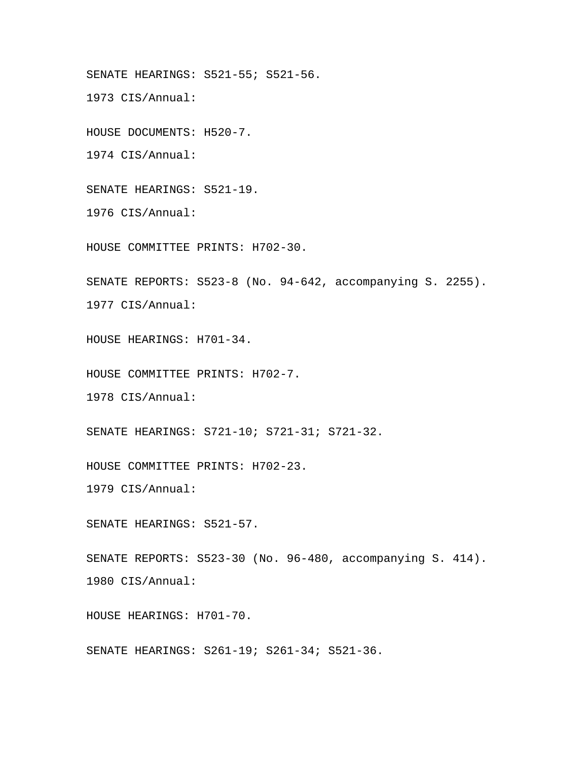SENATE HEARINGS: S521-55; S521-56.

1973 CIS/Annual:

HOUSE DOCUMENTS: H520-7.

1974 CIS/Annual:

SENATE HEARINGS: S521-19.

1976 CIS/Annual:

HOUSE COMMITTEE PRINTS: H702-30.

SENATE REPORTS: S523-8 (No. 94-642, accompanying S. 2255).

1977 CIS/Annual:

HOUSE HEARINGS: H701-34.

HOUSE COMMITTEE PRINTS: H702-7.

1978 CIS/Annual:

SENATE HEARINGS: S721-10; S721-31; S721-32.

HOUSE COMMITTEE PRINTS: H702-23.

1979 CIS/Annual:

SENATE HEARINGS: S521-57.

SENATE REPORTS: S523-30 (No. 96-480, accompanying S. 414).

1980 CIS/Annual:

HOUSE HEARINGS: H701-70.

SENATE HEARINGS: S261-19; S261-34; S521-36.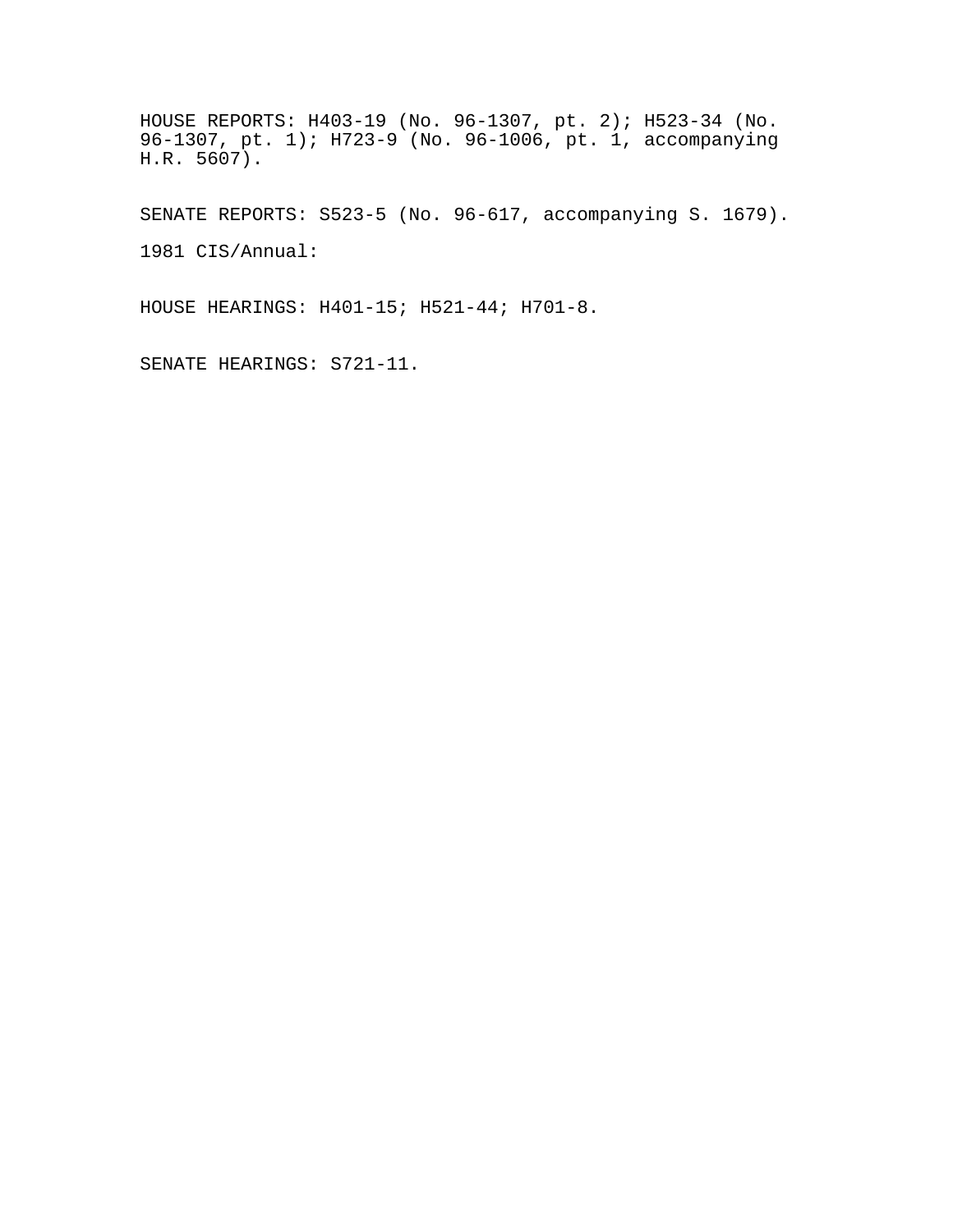HOUSE REPORTS: H403-19 (No. 96-1307, pt. 2); H523-34 (No. 96-1307, pt. 1); H723-9 (No. 96-1006, pt. 1, accompanying H.R. 5607).

SENATE REPORTS: S523-5 (No. 96-617, accompanying S. 1679).

1981 CIS/Annual:

HOUSE HEARINGS: H401-15; H521-44; H701-8.

SENATE HEARINGS: S721-11.